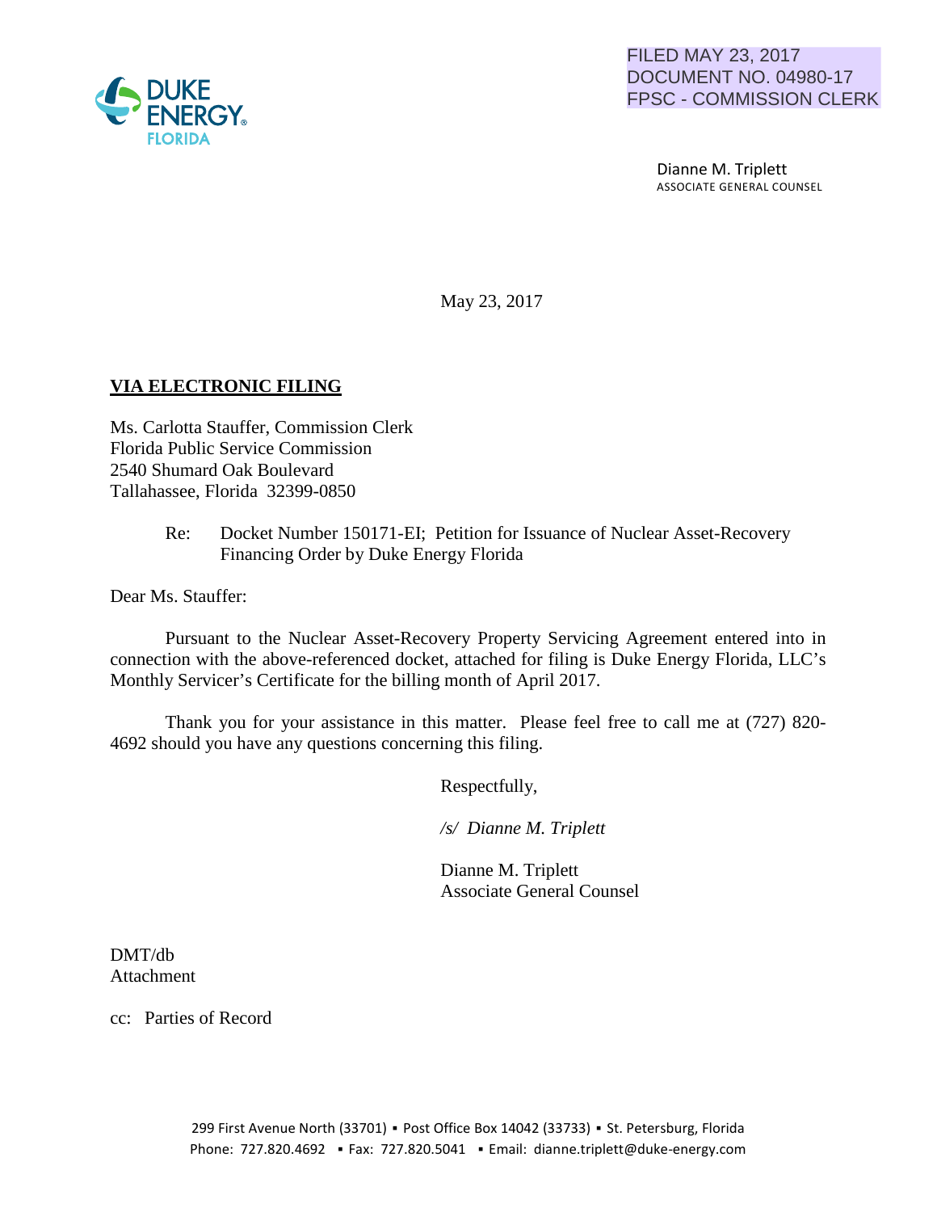DUKE ENERGY FLORIDA

FILED MAY 23, 2017
DOCUMENT NO. 04980-17
FPSC - COMMISSION CLERK

Dianne M. Triplett
ASSOCIATE GENERAL COUNSEL

May 23, 2017

**VIA ELECTRONIC FILING**

Ms. Carlotta Stauffer, Commission Clerk
Florida Public Service Commission
2540 Shumard Oak Boulevard
Tallahassee, Florida 32399-0850

Re: Docket Number 150171-EI; Petition for Issuance of Nuclear Asset-Recovery Financing Order by Duke Energy Florida

Dear Ms. Stauffer:

Pursuant to the Nuclear Asset-Recovery Property Servicing Agreement entered into in connection with the above-referenced docket, attached for filing is Duke Energy Florida, LLC's Monthly Servicer's Certificate for the billing month of April 2017.

Thank you for your assistance in this matter. Please feel free to call me at (727) 820-4692 should you have any questions concerning this filing.

Respectfully,

*/s/ Dianne M. Triplett*

Dianne M. Triplett
Associate General Counsel

DMT/db
Attachment

cc: Parties of Record

299 First Avenue North (33701) ▪ Post Office Box 14042 (33733) ▪ St. Petersburg, Florida
Phone: 727.820.4692 ▪ Fax: 727.820.5041 ▪ Email: dianne.triplett@duke-energy.com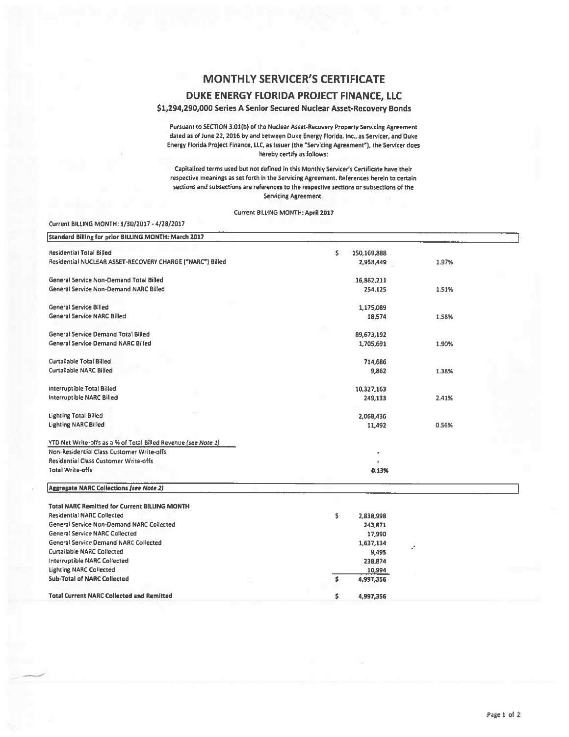# MONTHLY SERVICER'S CERTIFICATE

## DUKE ENERGY FLORIDA PROJECT FINANCE, LLC

### $1,294,290,000 Series A Senior Secured Nuclear Asset-Recovery Bonds

Pursuant to SECTION 3.01(b) of the Nuclear Asset-Recovery Property Servicing Agreement dated as of June 22, 2016 by and between Duke Energy Florida, Inc., as Servicer, and Duke Energy Florida Project Finance, LLC, as Issuer (the "Servicing Agreement"), the Servicer does hereby certify as follows:

Capitalized terms used but not defined in this Monthly Servicer's Certificate have their respective meanings as set forth in the Servicing Agreement. References herein to certain sections and subsections are references to the respective sections or subsections of the Servicing Agreement.

Current BILLING MONTH: April 2017

Current BILLING MONTH: 3/30/2017 - 4/28/2017

| Standard Billing for prior BILLING MONTH: March 2017 | | |
|---|---|---|
| Residential Total Billed | $ 150,169,888 | |
| Residential NUCLEAR ASSET-RECOVERY CHARGE ("NARC") Billed | 2,958,449 | 1.97% |
| | | |
| General Service Non-Demand Total Billed | 16,862,211 | |
| General Service Non-Demand NARC Billed | 254,125 | 1.51% |
| | | |
| General Service Billed | 1,175,089 | |
| General Service NARC Billed | 18,574 | 1.58% |
| | | |
| General Service Demand Total Billed | 89,673,192 | |
| General Service Demand NARC Billed | 1,705,691 | 1.90% |
| | | |
| Curtailable Total Billed | 714,686 | |
| Curtailable NARC Billed | 9,862 | 1.38% |
| | | |
| Interruptible Total Billed | 10,327,163 | |
| Interruptible NARC Billed | 249,133 | 2.41% |
| | | |
| Lighting Total Billed | 2,068,436 | |
| Lighting NARC Billed | 11,492 | 0.56% |
| | | |
| YTD Net Write-offs as a % of Total Billed Revenue *(see Note 1)* | | |
| Non-Residential Class Customer Write-offs | - | |
| Residential Class Customer Write-offs | - | |
| Total Write-offs | 0.13% | |

| Aggregate NARC Collections *(see Note 2)* | |
|---|---|
| **Total NARC Remitted for Current BILLING MONTH** | |
| Residential NARC Collected | $ 2,838,998 |
| General Service Non-Demand NARC Collected | 243,871 |
| General Service NARC Collected | 17,990 |
| General Service Demand NARC Collected | 1,637,134 |
| Curtailable NARC Collected | 9,495 |
| Interruptible NARC Collected | 238,874 |
| Lighting NARC Collected | 10,994 |
| **Sub-Total of NARC Collected** | $ 4,997,356 |
| | |
| **Total Current NARC Collected and Remitted** | $ 4,997,356 |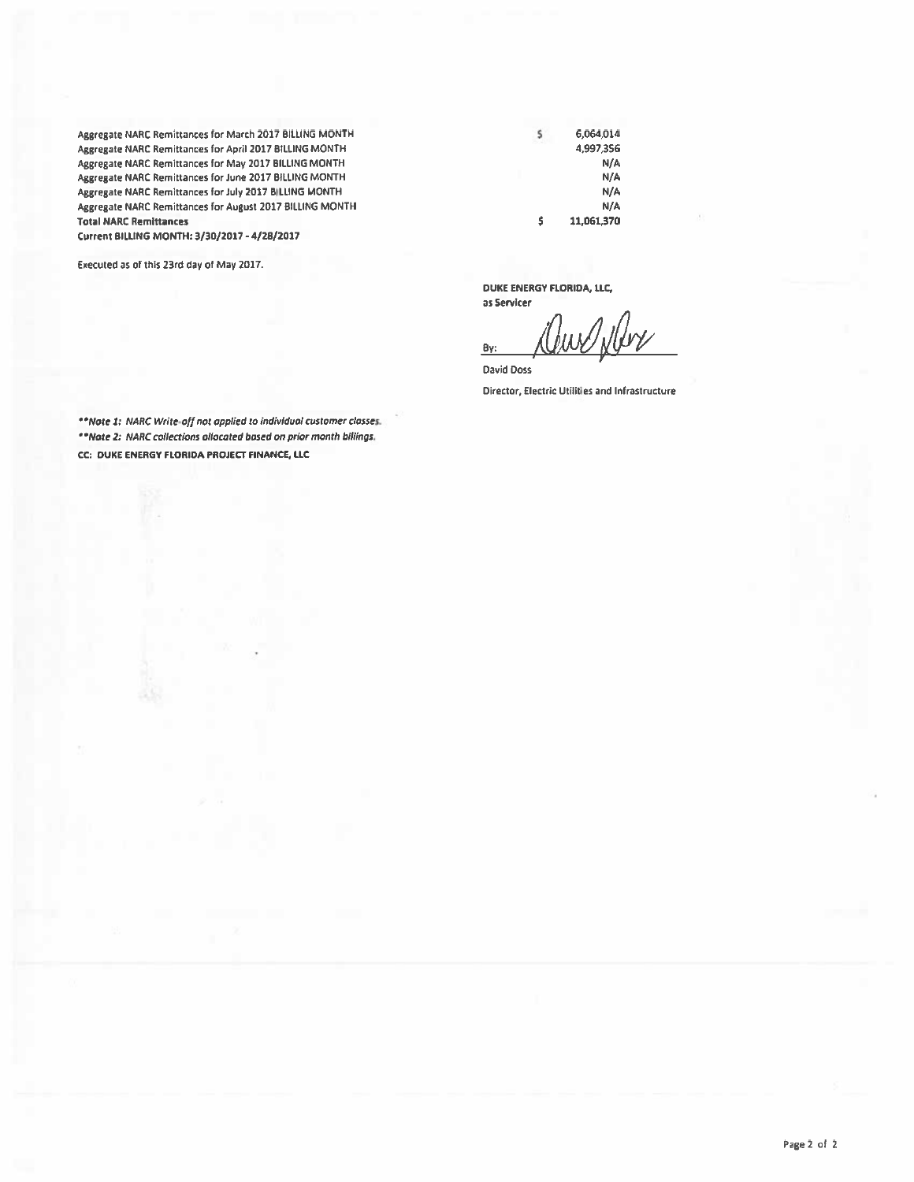| | | |
|---|---|---|
| Aggregate NARC Remittances for March 2017 BILLING MONTH | $ | 6,064,014 |
| Aggregate NARC Remittances for April 2017 BILLING MONTH | | 4,997,356 |
| Aggregate NARC Remittances for May 2017 BILLING MONTH | | N/A |
| Aggregate NARC Remittances for June 2017 BILLING MONTH | | N/A |
| Aggregate NARC Remittances for July 2017 BILLING MONTH | | N/A |
| Aggregate NARC Remittances for August 2017 BILLING MONTH | | N/A |
| **Total NARC Remittances** | **$** | **11,061,370** |
| **Current BILLING MONTH: 3/30/2017 - 4/28/2017** | | |

Executed as of this 23rd day of May 2017.

**DUKE ENERGY FLORIDA, LLC,**
**as Servicer**

By: ______________________

David Doss

Director, Electric Utilities and Infrastructure

*\*\*Note 1: NARC Write-off not applied to individual customer classes.*

*\*\*Note 2: NARC collections allocated based on prior month billings.*

**CC: DUKE ENERGY FLORIDA PROJECT FINANCE, LLC**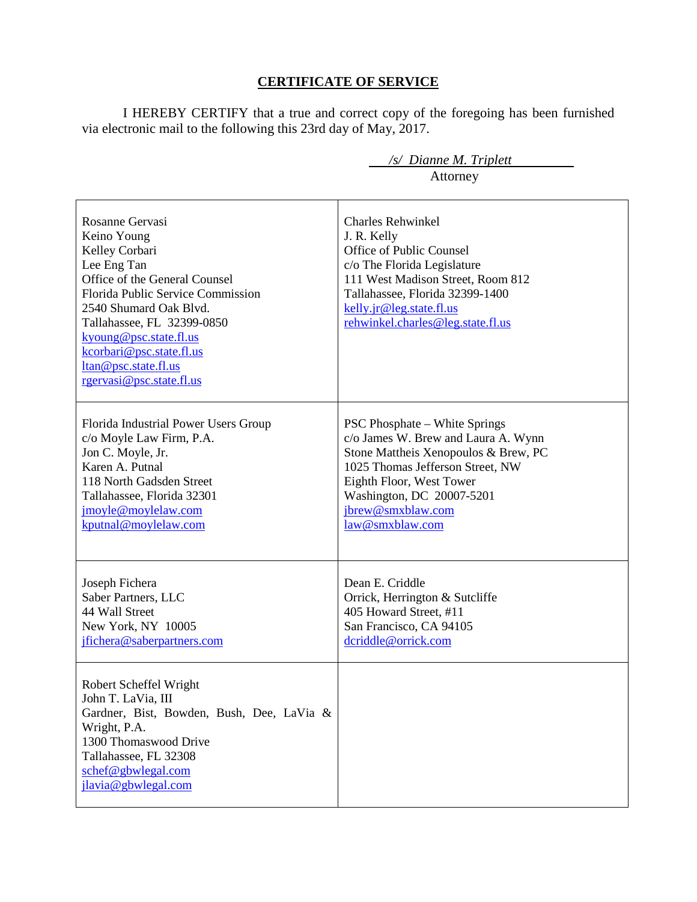# CERTIFICATE OF SERVICE

I HEREBY CERTIFY that a true and correct copy of the foregoing has been furnished via electronic mail to the following this 23rd day of May, 2017.

*/s/ Dianne M. Triplett*
Attorney

| | |
|---|---|
| Rosanne Gervasi<br>Keino Young<br>Kelley Corbari<br>Lee Eng Tan<br>Office of the General Counsel<br>Florida Public Service Commission<br>2540 Shumard Oak Blvd.<br>Tallahassee, FL 32399-0850<br>kyoung@psc.state.fl.us<br>kcorbari@psc.state.fl.us<br>ltan@psc.state.fl.us<br>rgervasi@psc.state.fl.us | Charles Rehwinkel<br>J. R. Kelly<br>Office of Public Counsel<br>c/o The Florida Legislature<br>111 West Madison Street, Room 812<br>Tallahassee, Florida 32399-1400<br>kelly.jr@leg.state.fl.us<br>rehwinkel.charles@leg.state.fl.us |
| Florida Industrial Power Users Group<br>c/o Moyle Law Firm, P.A.<br>Jon C. Moyle, Jr.<br>Karen A. Putnal<br>118 North Gadsden Street<br>Tallahassee, Florida 32301<br>jmoyle@moylelaw.com<br>kputnal@moylelaw.com | PSC Phosphate – White Springs<br>c/o James W. Brew and Laura A. Wynn<br>Stone Mattheis Xenopoulos & Brew, PC<br>1025 Thomas Jefferson Street, NW<br>Eighth Floor, West Tower<br>Washington, DC 20007-5201<br>jbrew@smxblaw.com<br>law@smxblaw.com |
| Joseph Fichera<br>Saber Partners, LLC<br>44 Wall Street<br>New York, NY 10005<br>jfichera@saberpartners.com | Dean E. Criddle<br>Orrick, Herrington & Sutcliffe<br>405 Howard Street, #11<br>San Francisco, CA 94105<br>dcriddle@orrick.com |
| Robert Scheffel Wright<br>John T. LaVia, III<br>Gardner, Bist, Bowden, Bush, Dee, LaVia & Wright, P.A.<br>1300 Thomaswood Drive<br>Tallahassee, FL 32308<br>schef@gbwlegal.com<br>jlavia@gbwlegal.com | |